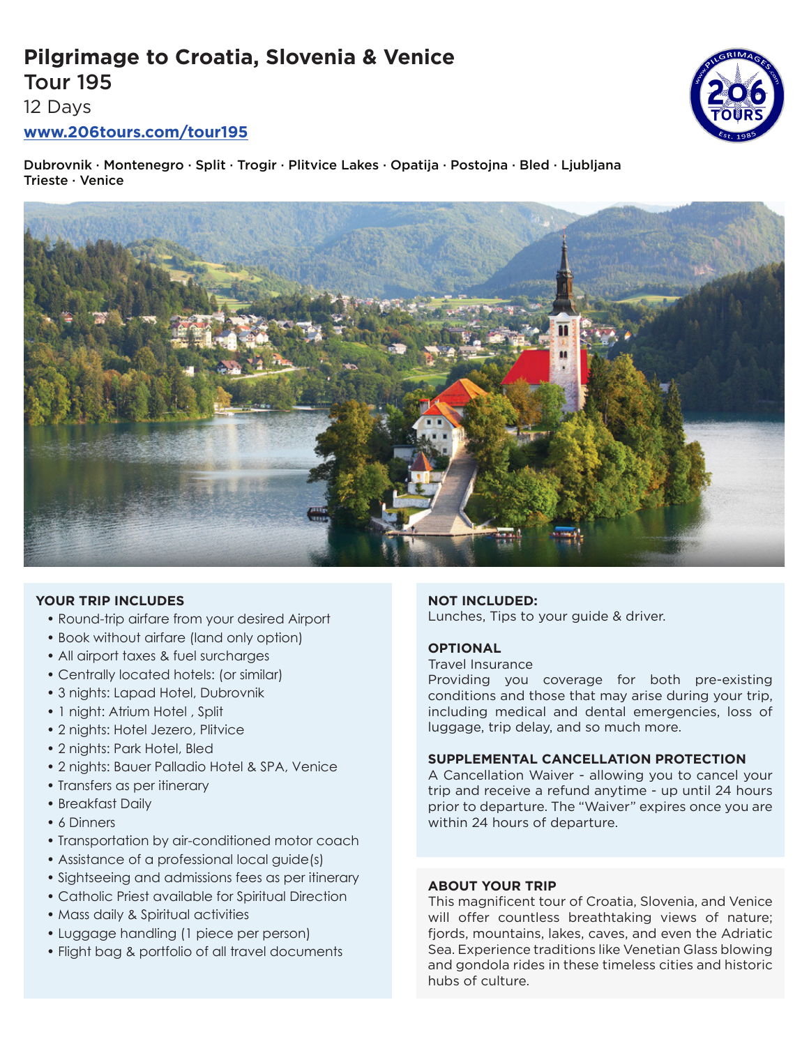# Pilgrimage to Croatia, Slovenia & Venice

## Tour 195

12 Days

**www.206tours.com/tour195**

Dubrovnik · Montenegro · Split · Trogir · Plitvice Lakes · Opatija · Postojna · Bled · Ljubljana Trieste · Venice

### YOUR TRIP INCLUDES

- Round-trip airfare from your desired Airport
- Book without airfare (land only option)
- All airport taxes & fuel surcharges
- Centrally located hotels: (or similar)
- 3 nights: Lapad Hotel, Dubrovnik
- 1 night: Atrium Hotel , Split
- 2 nights: Hotel Jezero, Plitvice
- 2 nights: Park Hotel, Bled
- 2 nights: Bauer Palladio Hotel & SPA, Venice
- Transfers as per itinerary
- Breakfast Daily
- 6 Dinners
- Transportation by air-conditioned motor coach
- Assistance of a professional local guide(s)
- Sightseeing and admissions fees as per itinerary
- Catholic Priest available for Spiritual Direction
- Mass daily & Spiritual activities
- Luggage handling (1 piece per person)
- Flight bag & portfolio of all travel documents

### NOT INCLUDED:

Lunches, Tips to your guide & driver.

### OPTIONAL

Travel Insurance

Providing you coverage for both pre-existing conditions and those that may arise during your trip, including medical and dental emergencies, loss of luggage, trip delay, and so much more.

### SUPPLEMENTAL CANCELLATION PROTECTION

A Cancellation Waiver - allowing you to cancel your trip and receive a refund anytime - up until 24 hours prior to departure. The "Waiver" expires once you are within 24 hours of departure.

### ABOUT YOUR TRIP

This magnificent tour of Croatia, Slovenia, and Venice will offer countless breathtaking views of nature; fjords, mountains, lakes, caves, and even the Adriatic Sea. Experience traditions like Venetian Glass blowing and gondola rides in these timeless cities and historic hubs of culture.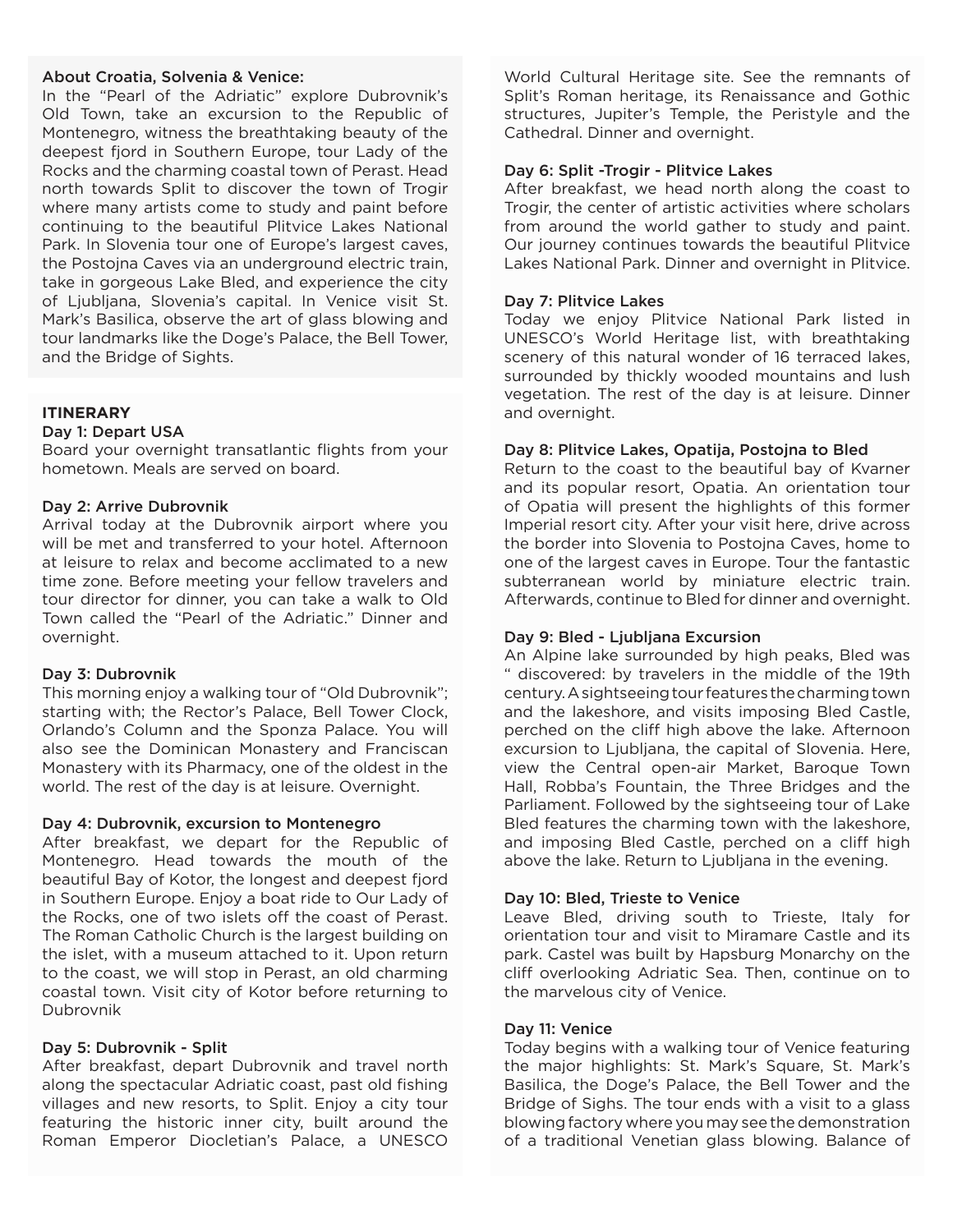### About Croatia, Solvenia & Venice:

In the "Pearl of the Adriatic" explore Dubrovnik's Old Town, take an excursion to the Republic of Montenegro, witness the breathtaking beauty of the deepest fjord in Southern Europe, tour Lady of the Rocks and the charming coastal town of Perast. Head north towards Split to discover the town of Trogir where many artists come to study and paint before continuing to the beautiful Plitvice Lakes National Park. In Slovenia tour one of Europe's largest caves, the Postojna Caves via an underground electric train, take in gorgeous Lake Bled, and experience the city of Ljubljana, Slovenia's capital. In Venice visit St. Mark's Basilica, observe the art of glass blowing and tour landmarks like the Doge's Palace, the Bell Tower, and the Bridge of Sights.

## ITINERARY

### Day 1: Depart USA

Board your overnight transatlantic flights from your hometown. Meals are served on board.

### Day 2: Arrive Dubrovnik

Arrival today at the Dubrovnik airport where you will be met and transferred to your hotel. Afternoon at leisure to relax and become acclimated to a new time zone. Before meeting your fellow travelers and tour director for dinner, you can take a walk to Old Town called the "Pearl of the Adriatic." Dinner and overnight.

### Day 3: Dubrovnik

This morning enjoy a walking tour of "Old Dubrovnik"; starting with; the Rector's Palace, Bell Tower Clock, Orlando's Column and the Sponza Palace. You will also see the Dominican Monastery and Franciscan Monastery with its Pharmacy, one of the oldest in the world. The rest of the day is at leisure. Overnight.

### Day 4: Dubrovnik, excursion to Montenegro

After breakfast, we depart for the Republic of Montenegro. Head towards the mouth of the beautiful Bay of Kotor, the longest and deepest fjord in Southern Europe. Enjoy a boat ride to Our Lady of the Rocks, one of two islets off the coast of Perast. The Roman Catholic Church is the largest building on the islet, with a museum attached to it. Upon return to the coast, we will stop in Perast, an old charming coastal town. Visit city of Kotor before returning to Dubrovnik

### Day 5: Dubrovnik - Split

After breakfast, depart Dubrovnik and travel north along the spectacular Adriatic coast, past old fishing villages and new resorts, to Split. Enjoy a city tour featuring the historic inner city, built around the Roman Emperor Diocletian's Palace, a UNESCO World Cultural Heritage site. See the remnants of Split's Roman heritage, its Renaissance and Gothic structures, Jupiter's Temple, the Peristyle and the Cathedral. Dinner and overnight.

### Day 6: Split -Trogir - Plitvice Lakes

After breakfast, we head north along the coast to Trogir, the center of artistic activities where scholars from around the world gather to study and paint. Our journey continues towards the beautiful Plitvice Lakes National Park. Dinner and overnight in Plitvice.

### Day 7: Plitvice Lakes

Today we enjoy Plitvice National Park listed in UNESCO's World Heritage list, with breathtaking scenery of this natural wonder of 16 terraced lakes, surrounded by thickly wooded mountains and lush vegetation. The rest of the day is at leisure. Dinner and overnight.

### Day 8: Plitvice Lakes, Opatija, Postojna to Bled

Return to the coast to the beautiful bay of Kvarner and its popular resort, Opatia. An orientation tour of Opatia will present the highlights of this former Imperial resort city. After your visit here, drive across the border into Slovenia to Postojna Caves, home to one of the largest caves in Europe. Tour the fantastic subterranean world by miniature electric train. Afterwards, continue to Bled for dinner and overnight.

### Day 9: Bled - Ljubljana Excursion

An Alpine lake surrounded by high peaks, Bled was " discovered: by travelers in the middle of the 19th century. A sightseeing tour features the charming town and the lakeshore, and visits imposing Bled Castle, perched on the cliff high above the lake. Afternoon excursion to Ljubljana, the capital of Slovenia. Here, view the Central open-air Market, Baroque Town Hall, Robba's Fountain, the Three Bridges and the Parliament. Followed by the sightseeing tour of Lake Bled features the charming town with the lakeshore, and imposing Bled Castle, perched on a cliff high above the lake. Return to Ljubljana in the evening.

### Day 10: Bled, Trieste to Venice

Leave Bled, driving south to Trieste, Italy for orientation tour and visit to Miramare Castle and its park. Castel was built by Hapsburg Monarchy on the cliff overlooking Adriatic Sea. Then, continue on to the marvelous city of Venice.

### Day 11: Venice

Today begins with a walking tour of Venice featuring the major highlights: St. Mark's Square, St. Mark's Basilica, the Doge's Palace, the Bell Tower and the Bridge of Sighs. The tour ends with a visit to a glass blowing factory where you may see the demonstration of a traditional Venetian glass blowing. Balance of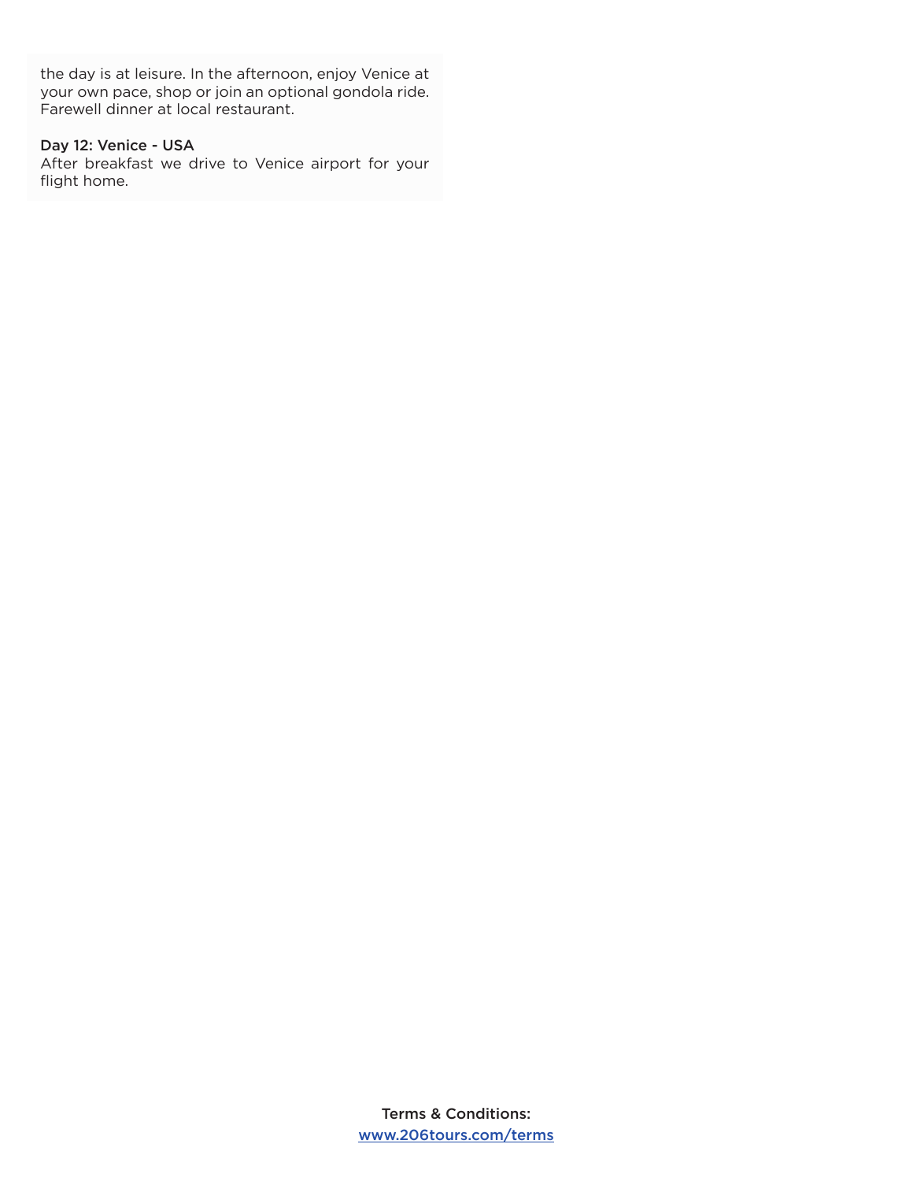the day is at leisure. In the afternoon, enjoy Venice at your own pace, shop or join an optional gondola ride. Farewell dinner at local restaurant.

**Day 12: Venice - USA**
After breakfast we drive to Venice airport for your flight home.

Terms & Conditions:
[www.206tours.com/terms](www.206tours.com/terms)